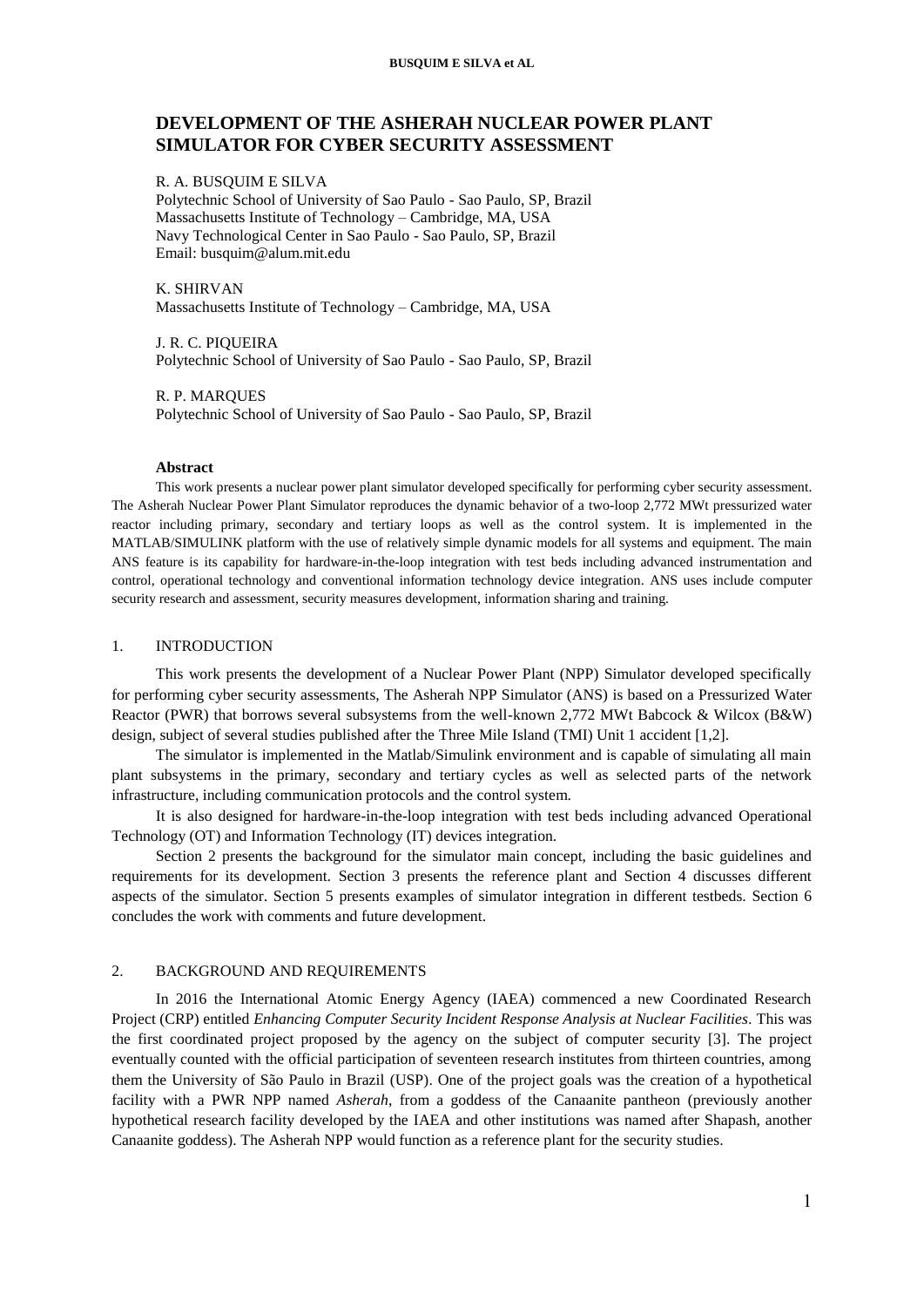# DEVELOPMENT OF THE ASHERAH NUCLEAR POWER PLANT SIMULATOR FOR CYBER SECURITY ASSESSMENT

R. A. BUSQUIM E SILVA
Polytechnic School of University of Sao Paulo - Sao Paulo, SP, Brazil
Massachusetts Institute of Technology – Cambridge, MA, USA
Navy Technological Center in Sao Paulo - Sao Paulo, SP, Brazil
Email: busquim@alum.mit.edu

K. SHIRVAN
Massachusetts Institute of Technology – Cambridge, MA, USA

J. R. C. PIQUEIRA
Polytechnic School of University of Sao Paulo - Sao Paulo, SP, Brazil

R. P. MARQUES
Polytechnic School of University of Sao Paulo - Sao Paulo, SP, Brazil

**Abstract**

This work presents a nuclear power plant simulator developed specifically for performing cyber security assessment. The Asherah Nuclear Power Plant Simulator reproduces the dynamic behavior of a two-loop 2,772 MWt pressurized water reactor including primary, secondary and tertiary loops as well as the control system. It is implemented in the MATLAB/SIMULINK platform with the use of relatively simple dynamic models for all systems and equipment. The main ANS feature is its capability for hardware-in-the-loop integration with test beds including advanced instrumentation and control, operational technology and conventional information technology device integration. ANS uses include computer security research and assessment, security measures development, information sharing and training.

## 1. INTRODUCTION

This work presents the development of a Nuclear Power Plant (NPP) Simulator developed specifically for performing cyber security assessments, The Asherah NPP Simulator (ANS) is based on a Pressurized Water Reactor (PWR) that borrows several subsystems from the well-known 2,772 MWt Babcock & Wilcox (B&W) design, subject of several studies published after the Three Mile Island (TMI) Unit 1 accident [1,2].

The simulator is implemented in the Matlab/Simulink environment and is capable of simulating all main plant subsystems in the primary, secondary and tertiary cycles as well as selected parts of the network infrastructure, including communication protocols and the control system.

It is also designed for hardware-in-the-loop integration with test beds including advanced Operational Technology (OT) and Information Technology (IT) devices integration.

Section 2 presents the background for the simulator main concept, including the basic guidelines and requirements for its development. Section 3 presents the reference plant and Section 4 discusses different aspects of the simulator. Section 5 presents examples of simulator integration in different testbeds. Section 6 concludes the work with comments and future development.

## 2. BACKGROUND AND REQUIREMENTS

In 2016 the International Atomic Energy Agency (IAEA) commenced a new Coordinated Research Project (CRP) entitled *Enhancing Computer Security Incident Response Analysis at Nuclear Facilities*. This was the first coordinated project proposed by the agency on the subject of computer security [3]. The project eventually counted with the official participation of seventeen research institutes from thirteen countries, among them the University of São Paulo in Brazil (USP). One of the project goals was the creation of a hypothetical facility with a PWR NPP named *Asherah*, from a goddess of the Canaanite pantheon (previously another hypothetical research facility developed by the IAEA and other institutions was named after Shapash, another Canaanite goddess). The Asherah NPP would function as a reference plant for the security studies.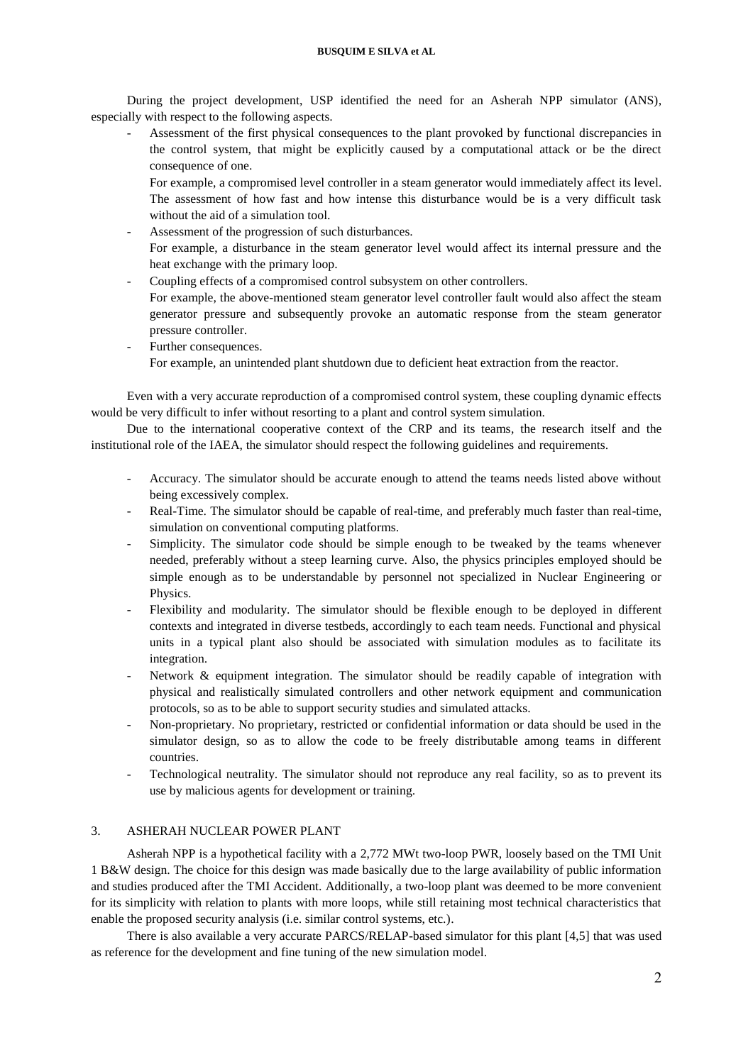During the project development, USP identified the need for an Asherah NPP simulator (ANS), especially with respect to the following aspects.

- Assessment of the first physical consequences to the plant provoked by functional discrepancies in the control system, that might be explicitly caused by a computational attack or be the direct consequence of one.
  For example, a compromised level controller in a steam generator would immediately affect its level. The assessment of how fast and how intense this disturbance would be is a very difficult task without the aid of a simulation tool.
- Assessment of the progression of such disturbances.
  For example, a disturbance in the steam generator level would affect its internal pressure and the heat exchange with the primary loop.
- Coupling effects of a compromised control subsystem on other controllers.
  For example, the above-mentioned steam generator level controller fault would also affect the steam generator pressure and subsequently provoke an automatic response from the steam generator pressure controller.
- Further consequences.
  For example, an unintended plant shutdown due to deficient heat extraction from the reactor.

Even with a very accurate reproduction of a compromised control system, these coupling dynamic effects would be very difficult to infer without resorting to a plant and control system simulation.

Due to the international cooperative context of the CRP and its teams, the research itself and the institutional role of the IAEA, the simulator should respect the following guidelines and requirements.

- Accuracy. The simulator should be accurate enough to attend the teams needs listed above without being excessively complex.
- Real-Time. The simulator should be capable of real-time, and preferably much faster than real-time, simulation on conventional computing platforms.
- Simplicity. The simulator code should be simple enough to be tweaked by the teams whenever needed, preferably without a steep learning curve. Also, the physics principles employed should be simple enough as to be understandable by personnel not specialized in Nuclear Engineering or Physics.
- Flexibility and modularity. The simulator should be flexible enough to be deployed in different contexts and integrated in diverse testbeds, accordingly to each team needs. Functional and physical units in a typical plant also should be associated with simulation modules as to facilitate its integration.
- Network & equipment integration. The simulator should be readily capable of integration with physical and realistically simulated controllers and other network equipment and communication protocols, so as to be able to support security studies and simulated attacks.
- Non-proprietary. No proprietary, restricted or confidential information or data should be used in the simulator design, so as to allow the code to be freely distributable among teams in different countries.
- Technological neutrality. The simulator should not reproduce any real facility, so as to prevent its use by malicious agents for development or training.

## 3. ASHERAH NUCLEAR POWER PLANT

Asherah NPP is a hypothetical facility with a 2,772 MWt two-loop PWR, loosely based on the TMI Unit 1 B&W design. The choice for this design was made basically due to the large availability of public information and studies produced after the TMI Accident. Additionally, a two-loop plant was deemed to be more convenient for its simplicity with relation to plants with more loops, while still retaining most technical characteristics that enable the proposed security analysis (i.e. similar control systems, etc.).

There is also available a very accurate PARCS/RELAP-based simulator for this plant [4,5] that was used as reference for the development and fine tuning of the new simulation model.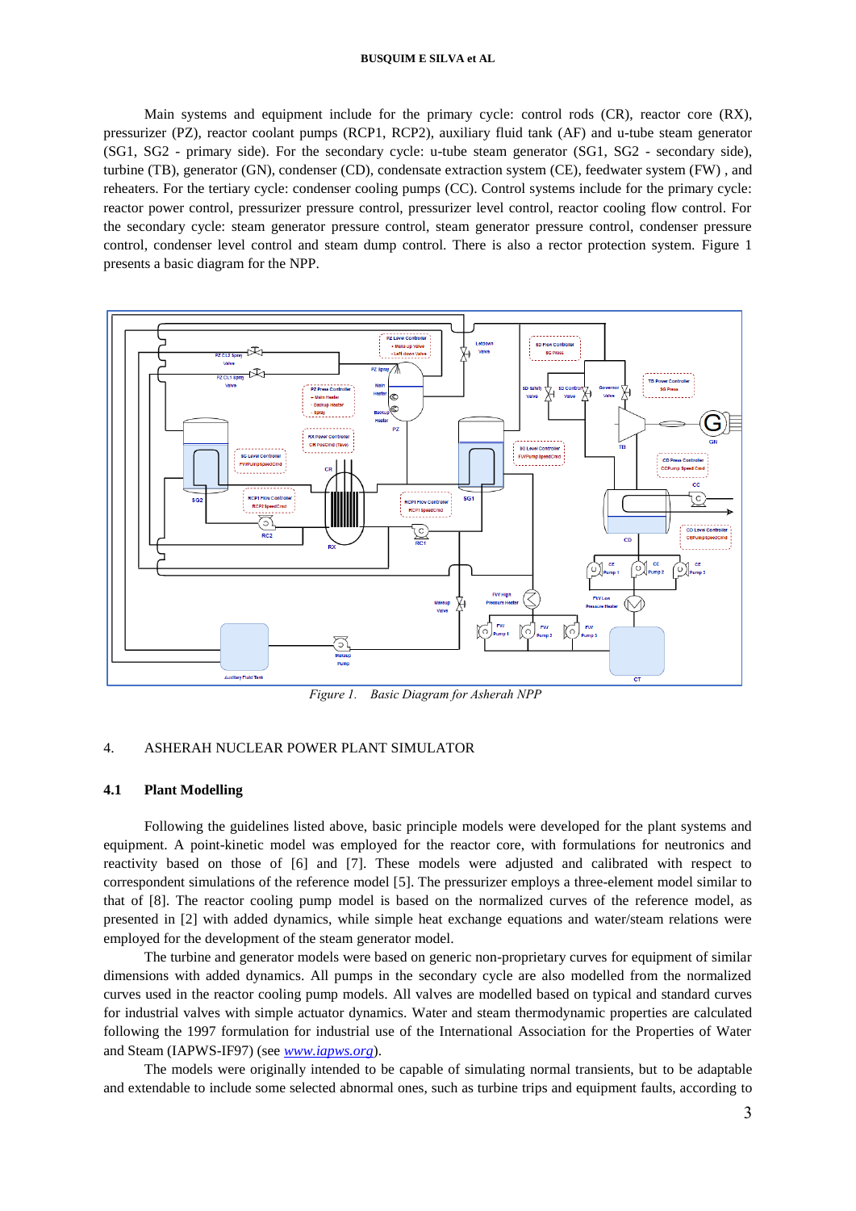Main systems and equipment include for the primary cycle: control rods (CR), reactor core (RX), pressurizer (PZ), reactor coolant pumps (RCP1, RCP2), auxiliary fluid tank (AF) and u-tube steam generator (SG1, SG2 - primary side). For the secondary cycle: u-tube steam generator (SG1, SG2 - secondary side), turbine (TB), generator (GN), condenser (CD), condensate extraction system (CE), feedwater system (FW) , and reheaters. For the tertiary cycle: condenser cooling pumps (CC). Control systems include for the primary cycle: reactor power control, pressurizer pressure control, pressurizer level control, reactor cooling flow control. For the secondary cycle: steam generator pressure control, steam generator pressure control, condenser pressure control, condenser level control and steam dump control. There is also a rector protection system. Figure 1 presents a basic diagram for the NPP.

*Figure 1. Basic Diagram for Asherah NPP*

4. ASHERAH NUCLEAR POWER PLANT SIMULATOR

## 4.1 Plant Modelling

Following the guidelines listed above, basic principle models were developed for the plant systems and equipment. A point-kinetic model was employed for the reactor core, with formulations for neutronics and reactivity based on those of [6] and [7]. These models were adjusted and calibrated with respect to correspondent simulations of the reference model [5]. The pressurizer employs a three-element model similar to that of [8]. The reactor cooling pump model is based on the normalized curves of the reference model, as presented in [2] with added dynamics, while simple heat exchange equations and water/steam relations were employed for the development of the steam generator model.

The turbine and generator models were based on generic non-proprietary curves for equipment of similar dimensions with added dynamics. All pumps in the secondary cycle are also modelled from the normalized curves used in the reactor cooling pump models. All valves are modelled based on typical and standard curves for industrial valves with simple actuator dynamics. Water and steam thermodynamic properties are calculated following the 1997 formulation for industrial use of the International Association for the Properties of Water and Steam (IAPWS-IF97) (see *www.iapws.org*).

The models were originally intended to be capable of simulating normal transients, but to be adaptable and extendable to include some selected abnormal ones, such as turbine trips and equipment faults, according to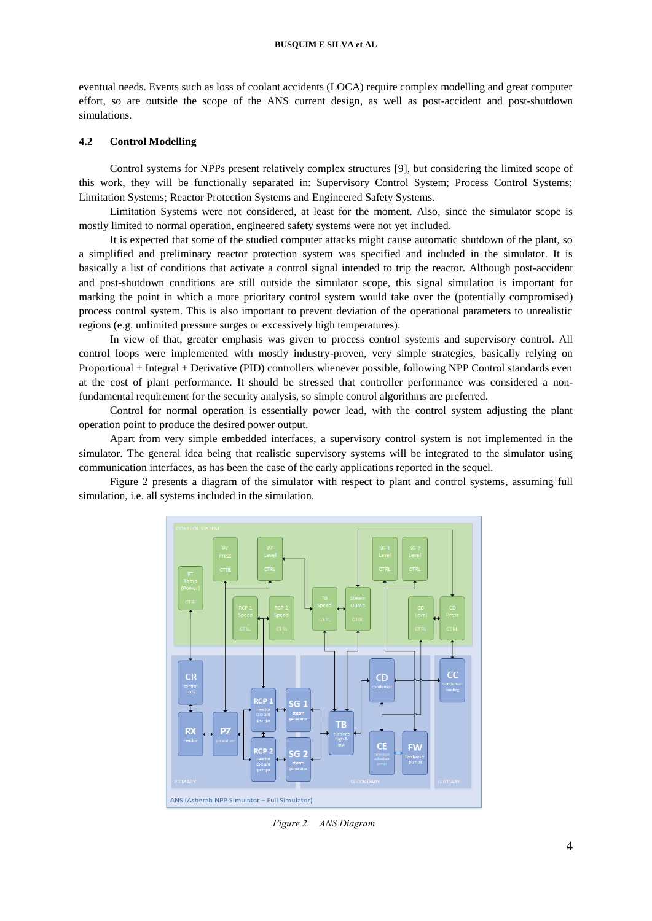eventual needs. Events such as loss of coolant accidents (LOCA) require complex modelling and great computer effort, so are outside the scope of the ANS current design, as well as post-accident and post-shutdown simulations.

### 4.2 Control Modelling

Control systems for NPPs present relatively complex structures [9], but considering the limited scope of this work, they will be functionally separated in: Supervisory Control System; Process Control Systems; Limitation Systems; Reactor Protection Systems and Engineered Safety Systems.

Limitation Systems were not considered, at least for the moment. Also, since the simulator scope is mostly limited to normal operation, engineered safety systems were not yet included.

It is expected that some of the studied computer attacks might cause automatic shutdown of the plant, so a simplified and preliminary reactor protection system was specified and included in the simulator. It is basically a list of conditions that activate a control signal intended to trip the reactor. Although post-accident and post-shutdown conditions are still outside the simulator scope, this signal simulation is important for marking the point in which a more prioritary control system would take over the (potentially compromised) process control system. This is also important to prevent deviation of the operational parameters to unrealistic regions (e.g. unlimited pressure surges or excessively high temperatures).

In view of that, greater emphasis was given to process control systems and supervisory control. All control loops were implemented with mostly industry-proven, very simple strategies, basically relying on Proportional + Integral + Derivative (PID) controllers whenever possible, following NPP Control standards even at the cost of plant performance. It should be stressed that controller performance was considered a non-fundamental requirement for the security analysis, so simple control algorithms are preferred.

Control for normal operation is essentially power lead, with the control system adjusting the plant operation point to produce the desired power output.

Apart from very simple embedded interfaces, a supervisory control system is not implemented in the simulator. The general idea being that realistic supervisory systems will be integrated to the simulator using communication interfaces, as has been the case of the early applications reported in the sequel.

Figure 2 presents a diagram of the simulator with respect to plant and control systems, assuming full simulation, i.e. all systems included in the simulation.

*Figure 2. ANS Diagram*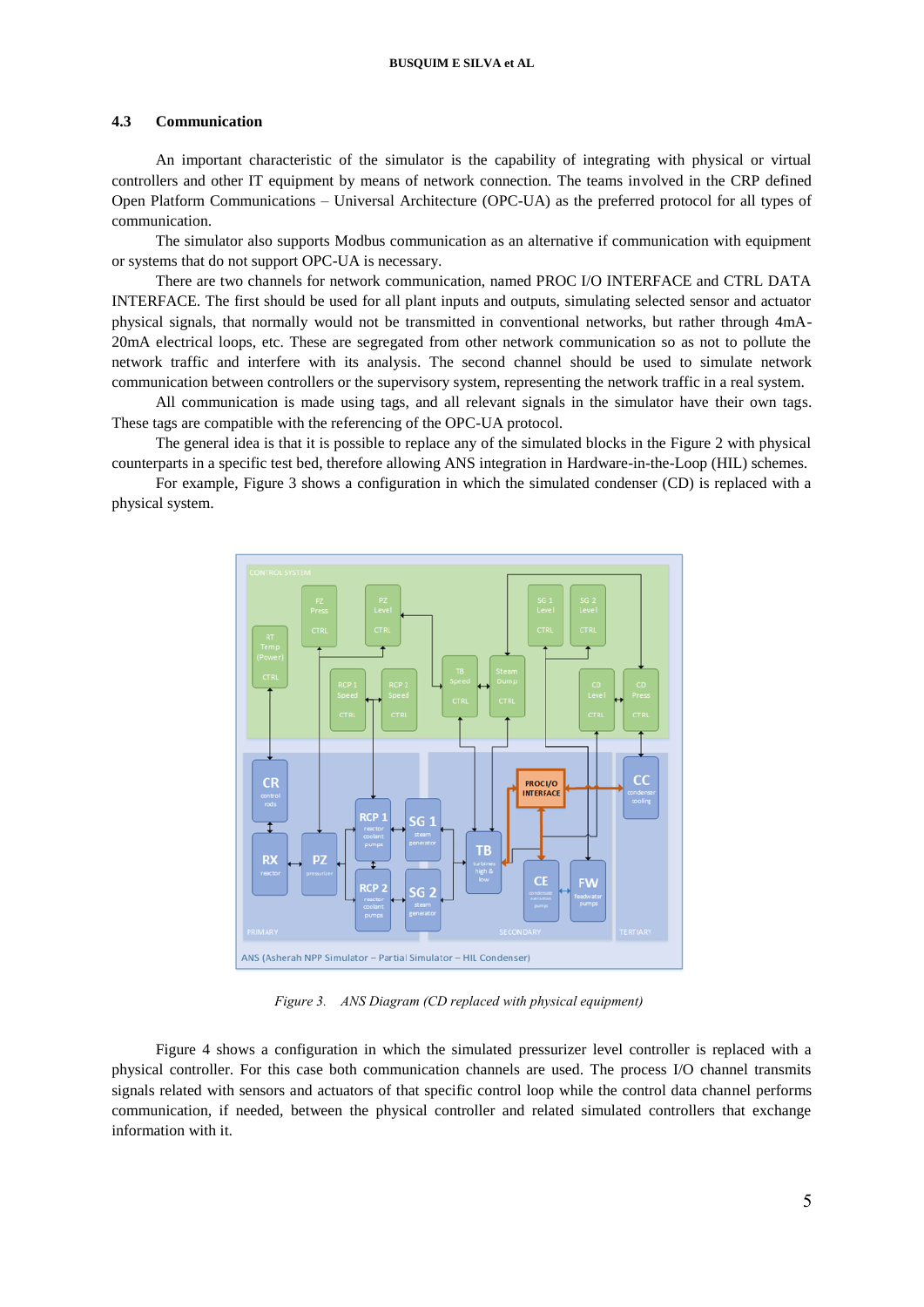### 4.3 Communication

An important characteristic of the simulator is the capability of integrating with physical or virtual controllers and other IT equipment by means of network connection. The teams involved in the CRP defined Open Platform Communications – Universal Architecture (OPC-UA) as the preferred protocol for all types of communication.

The simulator also supports Modbus communication as an alternative if communication with equipment or systems that do not support OPC-UA is necessary.

There are two channels for network communication, named PROC I/O INTERFACE and CTRL DATA INTERFACE. The first should be used for all plant inputs and outputs, simulating selected sensor and actuator physical signals, that normally would not be transmitted in conventional networks, but rather through 4mA-20mA electrical loops, etc. These are segregated from other network communication so as not to pollute the network traffic and interfere with its analysis. The second channel should be used to simulate network communication between controllers or the supervisory system, representing the network traffic in a real system.

All communication is made using tags, and all relevant signals in the simulator have their own tags. These tags are compatible with the referencing of the OPC-UA protocol.

The general idea is that it is possible to replace any of the simulated blocks in the Figure 2 with physical counterparts in a specific test bed, therefore allowing ANS integration in Hardware-in-the-Loop (HIL) schemes.

For example, Figure 3 shows a configuration in which the simulated condenser (CD) is replaced with a physical system.

*Figure 3. ANS Diagram (CD replaced with physical equipment)*

Figure 4 shows a configuration in which the simulated pressurizer level controller is replaced with a physical controller. For this case both communication channels are used. The process I/O channel transmits signals related with sensors and actuators of that specific control loop while the control data channel performs communication, if needed, between the physical controller and related simulated controllers that exchange information with it.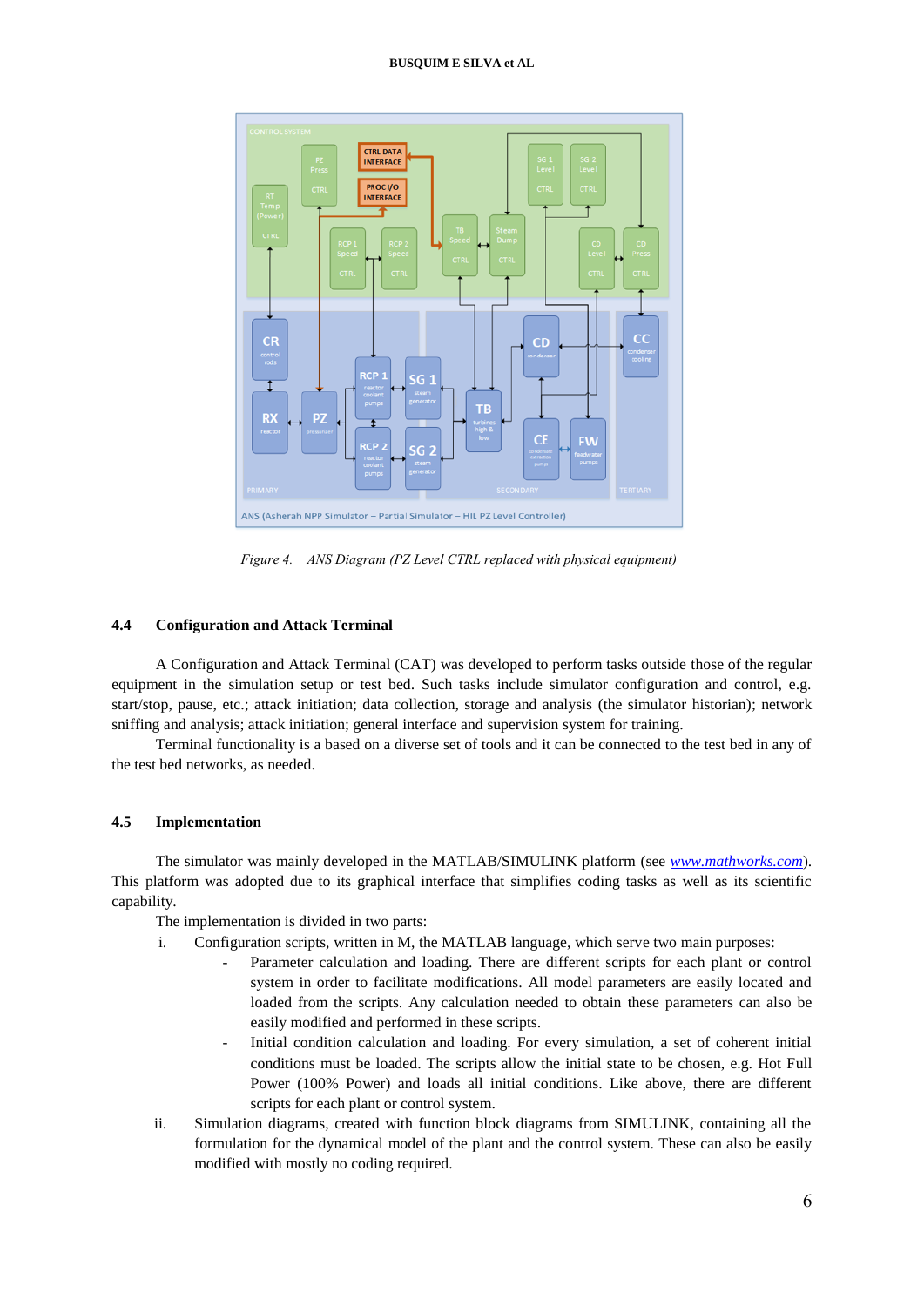*Figure 4. ANS Diagram (PZ Level CTRL replaced with physical equipment)*

### 4.4 Configuration and Attack Terminal

A Configuration and Attack Terminal (CAT) was developed to perform tasks outside those of the regular equipment in the simulation setup or test bed. Such tasks include simulator configuration and control, e.g. start/stop, pause, etc.; attack initiation; data collection, storage and analysis (the simulator historian); network sniffing and analysis; attack initiation; general interface and supervision system for training.

Terminal functionality is a based on a diverse set of tools and it can be connected to the test bed in any of the test bed networks, as needed.

### 4.5 Implementation

The simulator was mainly developed in the MATLAB/SIMULINK platform (see [www.mathworks.com](www.mathworks.com)). This platform was adopted due to its graphical interface that simplifies coding tasks as well as its scientific capability.

The implementation is divided in two parts:

i. Configuration scripts, written in M, the MATLAB language, which serve two main purposes:
   - Parameter calculation and loading. There are different scripts for each plant or control system in order to facilitate modifications. All model parameters are easily located and loaded from the scripts. Any calculation needed to obtain these parameters can also be easily modified and performed in these scripts.
   - Initial condition calculation and loading. For every simulation, a set of coherent initial conditions must be loaded. The scripts allow the initial state to be chosen, e.g. Hot Full Power (100% Power) and loads all initial conditions. Like above, there are different scripts for each plant or control system.

ii. Simulation diagrams, created with function block diagrams from SIMULINK, containing all the formulation for the dynamical model of the plant and the control system. These can also be easily modified with mostly no coding required.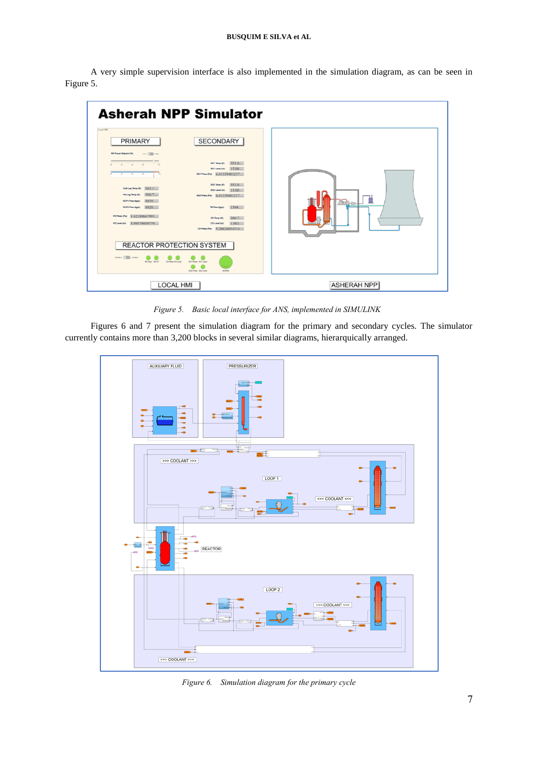A very simple supervision interface is also implemented in the simulation diagram, as can be seen in Figure 5.

*Figure 5. Basic local interface for ANS, implemented in SIMULINK*

Figures 6 and 7 present the simulation diagram for the primary and secondary cycles. The simulator currently contains more than 3,200 blocks in several similar diagrams, hierarquically arranged.

*Figure 6. Simulation diagram for the primary cycle*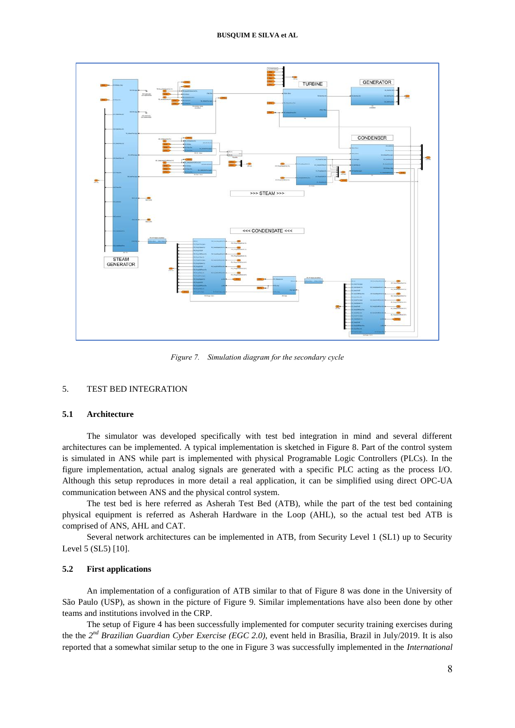*Figure 7. Simulation diagram for the secondary cycle*

## 5. TEST BED INTEGRATION

### 5.1 Architecture

The simulator was developed specifically with test bed integration in mind and several different architectures can be implemented. A typical implementation is sketched in Figure 8. Part of the control system is simulated in ANS while part is implemented with physical Programable Logic Controllers (PLCs). In the figure implementation, actual analog signals are generated with a specific PLC acting as the process I/O. Although this setup reproduces in more detail a real application, it can be simplified using direct OPC-UA communication between ANS and the physical control system.

The test bed is here referred as Asherah Test Bed (ATB), while the part of the test bed containing physical equipment is referred as Asherah Hardware in the Loop (AHL), so the actual test bed ATB is comprised of ANS, AHL and CAT.

Several network architectures can be implemented in ATB, from Security Level 1 (SL1) up to Security Level 5 (SL5) [10].

### 5.2 First applications

An implementation of a configuration of ATB similar to that of Figure 8 was done in the University of São Paulo (USP), as shown in the picture of Figure 9. Similar implementations have also been done by other teams and institutions involved in the CRP.

The setup of Figure 4 has been successfully implemented for computer security training exercises during the the 2nd *Brazilian Guardian Cyber Exercise (EGC 2.0)*, event held in Brasília, Brazil in July/2019. It is also reported that a somewhat similar setup to the one in Figure 3 was successfully implemented in the *International*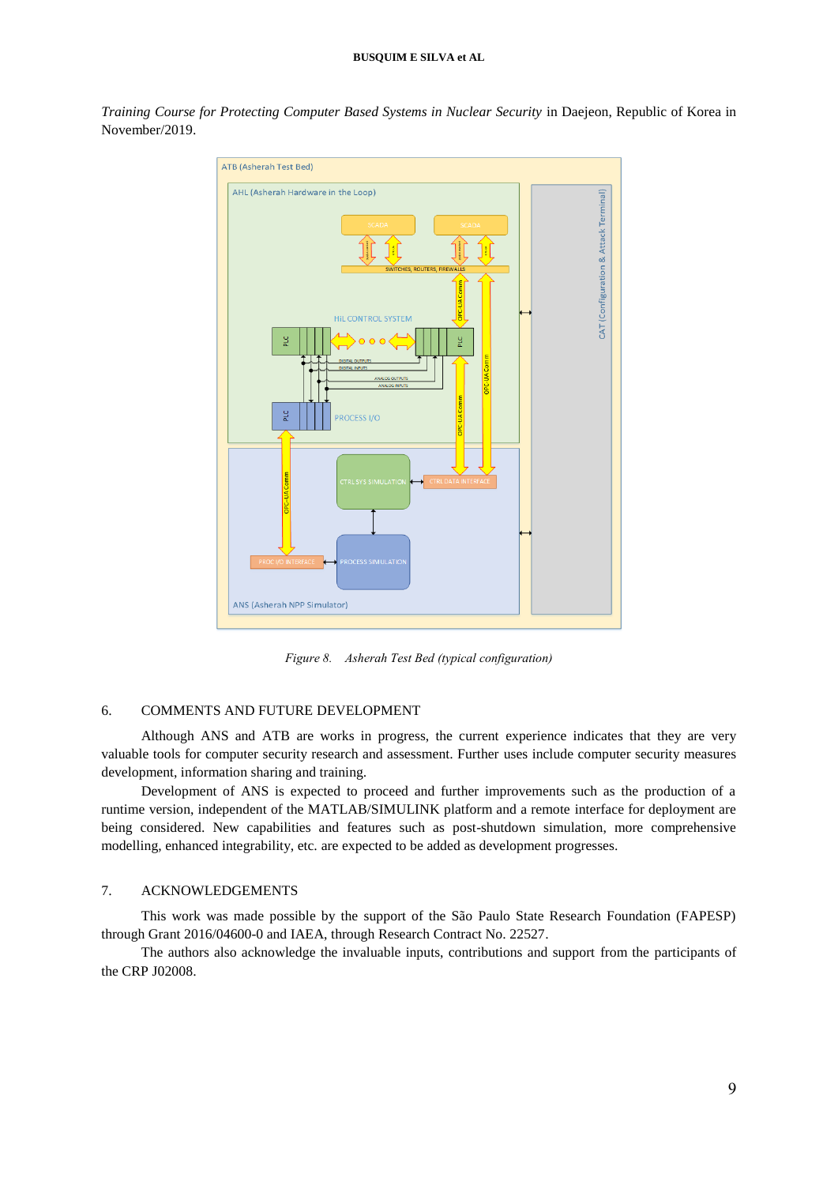*Training Course for Protecting Computer Based Systems in Nuclear Security* in Daejeon, Republic of Korea in November/2019.

*Figure 8. Asherah Test Bed (typical configuration)*

## 6. COMMENTS AND FUTURE DEVELOPMENT

Although ANS and ATB are works in progress, the current experience indicates that they are very valuable tools for computer security research and assessment. Further uses include computer security measures development, information sharing and training.

Development of ANS is expected to proceed and further improvements such as the production of a runtime version, independent of the MATLAB/SIMULINK platform and a remote interface for deployment are being considered. New capabilities and features such as post-shutdown simulation, more comprehensive modelling, enhanced integrability, etc. are expected to be added as development progresses.

## 7. ACKNOWLEDGEMENTS

This work was made possible by the support of the São Paulo State Research Foundation (FAPESP) through Grant 2016/04600-0 and IAEA, through Research Contract No. 22527.

The authors also acknowledge the invaluable inputs, contributions and support from the participants of the CRP J02008.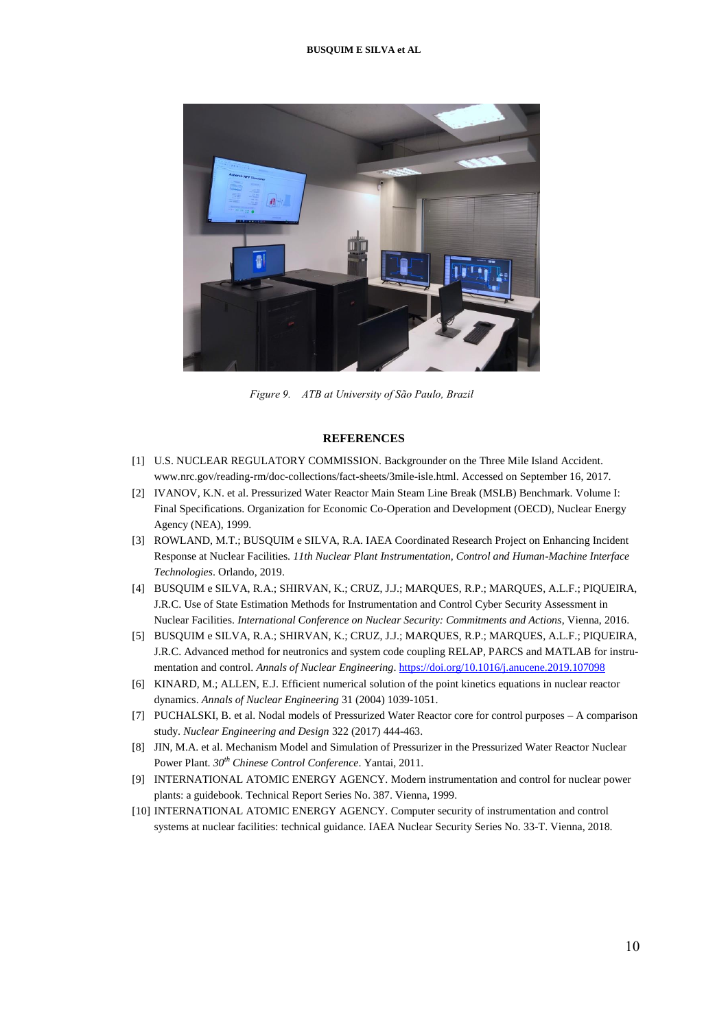*Figure 9. ATB at University of São Paulo, Brazil*

## REFERENCES

[1] U.S. NUCLEAR REGULATORY COMMISSION. Backgrounder on the Three Mile Island Accident. www.nrc.gov/reading-rm/doc-collections/fact-sheets/3mile-isle.html. Accessed on September 16, 2017.

[2] IVANOV, K.N. et al. Pressurized Water Reactor Main Steam Line Break (MSLB) Benchmark. Volume I: Final Specifications. Organization for Economic Co-Operation and Development (OECD), Nuclear Energy Agency (NEA), 1999.

[3] ROWLAND, M.T.; BUSQUIM e SILVA, R.A. IAEA Coordinated Research Project on Enhancing Incident Response at Nuclear Facilities. *11th Nuclear Plant Instrumentation, Control and Human-Machine Interface Technologies*. Orlando, 2019.

[4] BUSQUIM e SILVA, R.A.; SHIRVAN, K.; CRUZ, J.J.; MARQUES, R.P.; MARQUES, A.L.F.; PIQUEIRA, J.R.C. Use of State Estimation Methods for Instrumentation and Control Cyber Security Assessment in Nuclear Facilities. *International Conference on Nuclear Security: Commitments and Actions*, Vienna, 2016.

[5] BUSQUIM e SILVA, R.A.; SHIRVAN, K.; CRUZ, J.J.; MARQUES, R.P.; MARQUES, A.L.F.; PIQUEIRA, J.R.C. Advanced method for neutronics and system code coupling RELAP, PARCS and MATLAB for instrumentation and control. *Annals of Nuclear Engineering*. https://doi.org/10.1016/j.anucene.2019.107098

[6] KINARD, M.; ALLEN, E.J. Efficient numerical solution of the point kinetics equations in nuclear reactor dynamics. *Annals of Nuclear Engineering* 31 (2004) 1039-1051.

[7] PUCHALSKI, B. et al. Nodal models of Pressurized Water Reactor core for control purposes – A comparison study. *Nuclear Engineering and Design* 322 (2017) 444-463.

[8] JIN, M.A. et al. Mechanism Model and Simulation of Pressurizer in the Pressurized Water Reactor Nuclear Power Plant. *30th Chinese Control Conference*. Yantai, 2011.

[9] INTERNATIONAL ATOMIC ENERGY AGENCY. Modern instrumentation and control for nuclear power plants: a guidebook. Technical Report Series No. 387. Vienna, 1999.

[10] INTERNATIONAL ATOMIC ENERGY AGENCY. Computer security of instrumentation and control systems at nuclear facilities: technical guidance. IAEA Nuclear Security Series No. 33-T. Vienna, 2018.